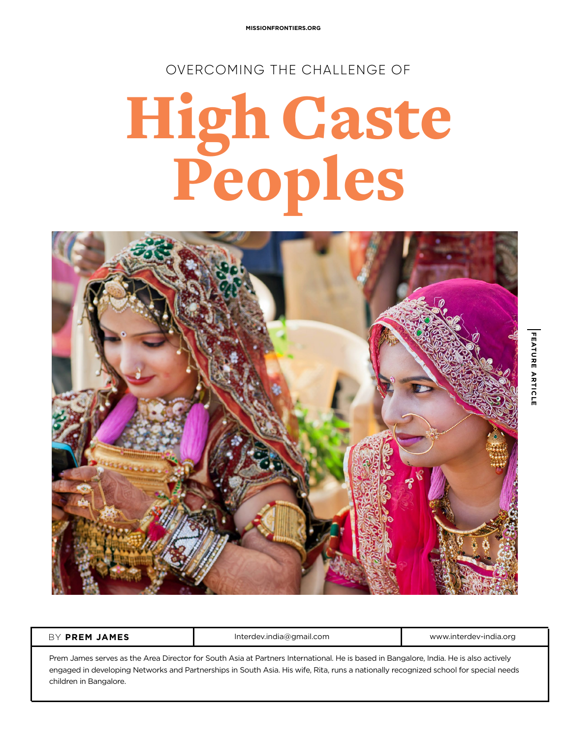OVERCOMING THE CHALLENGE OF

# High Caste Peoples

| BY **PREM JAMES** | Interdev.india@gmail.com | www.interdev-india.org |
|---|---|---|

Prem James serves as the Area Director for South Asia at Partners International. He is based in Bangalore, India. He is also actively engaged in developing Networks and Partnerships in South Asia. His wife, Rita, runs a nationally recognized school for special needs children in Bangalore.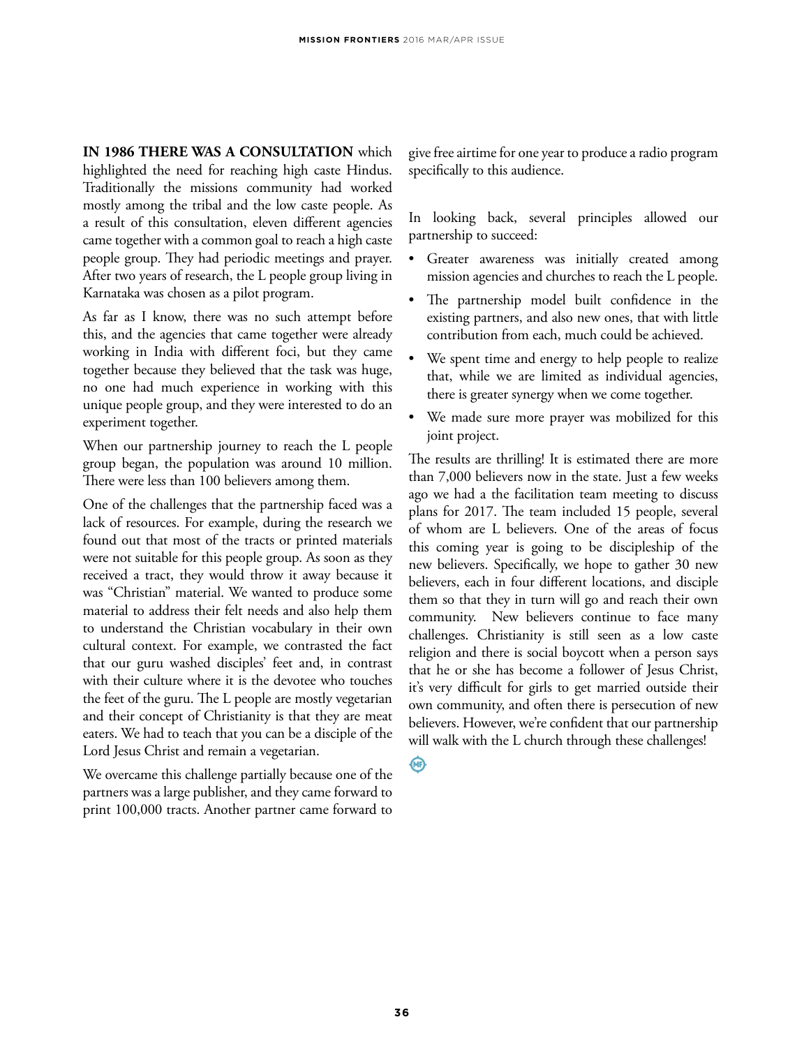**IN 1986 THERE WAS A CONSULTATION** which highlighted the need for reaching high caste Hindus. Traditionally the missions community had worked mostly among the tribal and the low caste people. As a result of this consultation, eleven different agencies came together with a common goal to reach a high caste people group. They had periodic meetings and prayer. After two years of research, the L people group living in Karnataka was chosen as a pilot program.

As far as I know, there was no such attempt before this, and the agencies that came together were already working in India with different foci, but they came together because they believed that the task was huge, no one had much experience in working with this unique people group, and they were interested to do an experiment together.

When our partnership journey to reach the L people group began, the population was around 10 million. There were less than 100 believers among them.

One of the challenges that the partnership faced was a lack of resources. For example, during the research we found out that most of the tracts or printed materials were not suitable for this people group. As soon as they received a tract, they would throw it away because it was "Christian" material. We wanted to produce some material to address their felt needs and also help them to understand the Christian vocabulary in their own cultural context. For example, we contrasted the fact that our guru washed disciples' feet and, in contrast with their culture where it is the devotee who touches the feet of the guru. The L people are mostly vegetarian and their concept of Christianity is that they are meat eaters. We had to teach that you can be a disciple of the Lord Jesus Christ and remain a vegetarian.

We overcame this challenge partially because one of the partners was a large publisher, and they came forward to print 100,000 tracts. Another partner came forward to give free airtime for one year to produce a radio program specifically to this audience.

In looking back, several principles allowed our partnership to succeed:

- Greater awareness was initially created among mission agencies and churches to reach the L people.
- The partnership model built confidence in the existing partners, and also new ones, that with little contribution from each, much could be achieved.
- We spent time and energy to help people to realize that, while we are limited as individual agencies, there is greater synergy when we come together.
- We made sure more prayer was mobilized for this joint project.

The results are thrilling! It is estimated there are more than 7,000 believers now in the state. Just a few weeks ago we had a the facilitation team meeting to discuss plans for 2017. The team included 15 people, several of whom are L believers. One of the areas of focus this coming year is going to be discipleship of the new believers. Specifically, we hope to gather 30 new believers, each in four different locations, and disciple them so that they in turn will go and reach their own community. New believers continue to face many challenges. Christianity is still seen as a low caste religion and there is social boycott when a person says that he or she has become a follower of Jesus Christ, it's very difficult for girls to get married outside their own community, and often there is persecution of new believers. However, we're confident that our partnership will walk with the L church through these challenges!